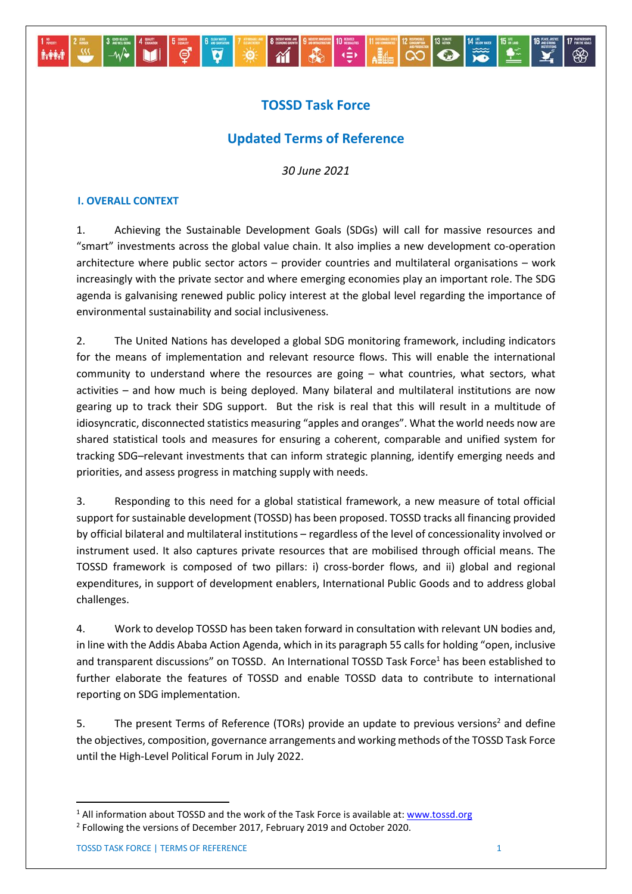# TOSSD Task Force

## Updated Terms of Reference

*30 June 2021*

### I. OVERALL CONTEXT

1. Achieving the Sustainable Development Goals (SDGs) will call for massive resources and "smart" investments across the global value chain. It also implies a new development co-operation architecture where public sector actors – provider countries and multilateral organisations – work increasingly with the private sector and where emerging economies play an important role. The SDG agenda is galvanising renewed public policy interest at the global level regarding the importance of environmental sustainability and social inclusiveness.

2. The United Nations has developed a global SDG monitoring framework, including indicators for the means of implementation and relevant resource flows. This will enable the international community to understand where the resources are going – what countries, what sectors, what activities – and how much is being deployed. Many bilateral and multilateral institutions are now gearing up to track their SDG support. But the risk is real that this will result in a multitude of idiosyncratic, disconnected statistics measuring "apples and oranges". What the world needs now are shared statistical tools and measures for ensuring a coherent, comparable and unified system for tracking SDG–relevant investments that can inform strategic planning, identify emerging needs and priorities, and assess progress in matching supply with needs.

3. Responding to this need for a global statistical framework, a new measure of total official support for sustainable development (TOSSD) has been proposed. TOSSD tracks all financing provided by official bilateral and multilateral institutions – regardless of the level of concessionality involved or instrument used. It also captures private resources that are mobilised through official means. The TOSSD framework is composed of two pillars: i) cross-border flows, and ii) global and regional expenditures, in support of development enablers, International Public Goods and to address global challenges.

4. Work to develop TOSSD has been taken forward in consultation with relevant UN bodies and, in line with the Addis Ababa Action Agenda, which in its paragraph 55 calls for holding "open, inclusive and transparent discussions" on TOSSD. An International TOSSD Task Force[1] has been established to further elaborate the features of TOSSD and enable TOSSD data to contribute to international reporting on SDG implementation.

5. The present Terms of Reference (TORs) provide an update to previous versions[2] and define the objectives, composition, governance arrangements and working methods of the TOSSD Task Force until the High-Level Political Forum in July 2022.

[1] All information about TOSSD and the work of the Task Force is available at: www.tossd.org

[2] Following the versions of December 2017, February 2019 and October 2020.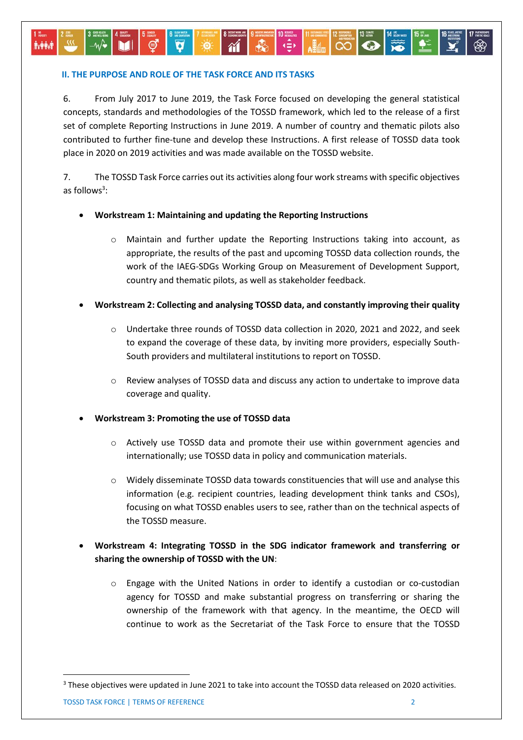## II. THE PURPOSE AND ROLE OF THE TASK FORCE AND ITS TASKS

6. From July 2017 to June 2019, the Task Force focused on developing the general statistical concepts, standards and methodologies of the TOSSD framework, which led to the release of a first set of complete Reporting Instructions in June 2019. A number of country and thematic pilots also contributed to further fine-tune and develop these Instructions. A first release of TOSSD data took place in 2020 on 2019 activities and was made available on the TOSSD website.

7. The TOSSD Task Force carries out its activities along four work streams with specific objectives as follows[3]:

- **Workstream 1: Maintaining and updating the Reporting Instructions**
  - Maintain and further update the Reporting Instructions taking into account, as appropriate, the results of the past and upcoming TOSSD data collection rounds, the work of the IAEG-SDGs Working Group on Measurement of Development Support, country and thematic pilots, as well as stakeholder feedback.
- **Workstream 2: Collecting and analysing TOSSD data, and constantly improving their quality**
  - Undertake three rounds of TOSSD data collection in 2020, 2021 and 2022, and seek to expand the coverage of these data, by inviting more providers, especially South-South providers and multilateral institutions to report on TOSSD.
  - Review analyses of TOSSD data and discuss any action to undertake to improve data coverage and quality.
- **Workstream 3: Promoting the use of TOSSD data**
  - Actively use TOSSD data and promote their use within government agencies and internationally; use TOSSD data in policy and communication materials.
  - Widely disseminate TOSSD data towards constituencies that will use and analyse this information (e.g. recipient countries, leading development think tanks and CSOs), focusing on what TOSSD enables users to see, rather than on the technical aspects of the TOSSD measure.
- **Workstream 4: Integrating TOSSD in the SDG indicator framework and transferring or sharing the ownership of TOSSD with the UN**:
  - Engage with the United Nations in order to identify a custodian or co-custodian agency for TOSSD and make substantial progress on transferring or sharing the ownership of the framework with that agency. In the meantime, the OECD will continue to work as the Secretariat of the Task Force to ensure that the TOSSD

[3] These objectives were updated in June 2021 to take into account the TOSSD data released on 2020 activities.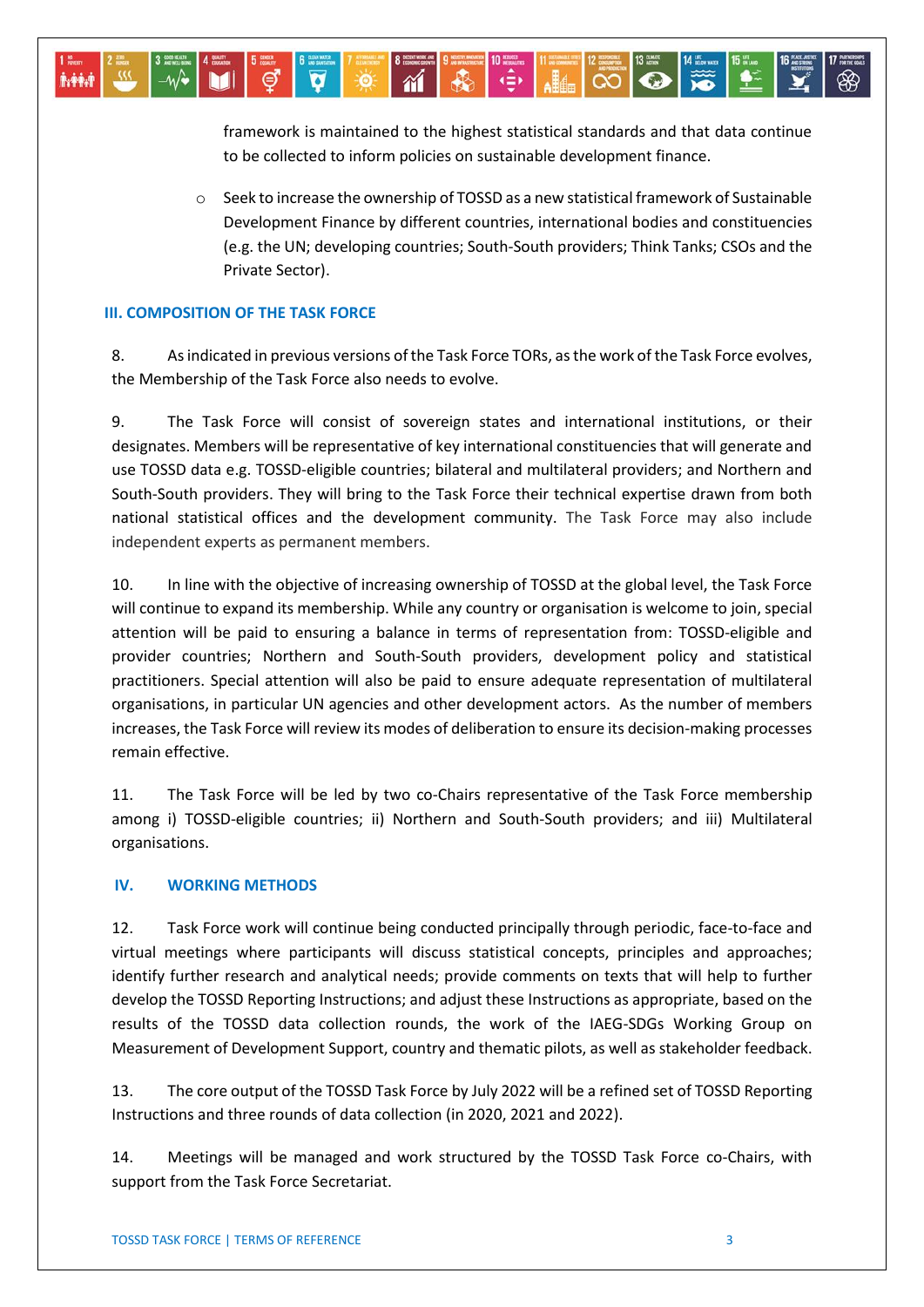framework is maintained to the highest statistical standards and that data continue to be collected to inform policies on sustainable development finance.

- Seek to increase the ownership of TOSSD as a new statistical framework of Sustainable Development Finance by different countries, international bodies and constituencies (e.g. the UN; developing countries; South-South providers; Think Tanks; CSOs and the Private Sector).

## III. COMPOSITION OF THE TASK FORCE

8. As indicated in previous versions of the Task Force TORs, as the work of the Task Force evolves, the Membership of the Task Force also needs to evolve.

9. The Task Force will consist of sovereign states and international institutions, or their designates. Members will be representative of key international constituencies that will generate and use TOSSD data e.g. TOSSD-eligible countries; bilateral and multilateral providers; and Northern and South-South providers. They will bring to the Task Force their technical expertise drawn from both national statistical offices and the development community. The Task Force may also include independent experts as permanent members.

10. In line with the objective of increasing ownership of TOSSD at the global level, the Task Force will continue to expand its membership. While any country or organisation is welcome to join, special attention will be paid to ensuring a balance in terms of representation from: TOSSD-eligible and provider countries; Northern and South-South providers, development policy and statistical practitioners. Special attention will also be paid to ensure adequate representation of multilateral organisations, in particular UN agencies and other development actors. As the number of members increases, the Task Force will review its modes of deliberation to ensure its decision-making processes remain effective.

11. The Task Force will be led by two co-Chairs representative of the Task Force membership among i) TOSSD-eligible countries; ii) Northern and South-South providers; and iii) Multilateral organisations.

## IV. WORKING METHODS

12. Task Force work will continue being conducted principally through periodic, face-to-face and virtual meetings where participants will discuss statistical concepts, principles and approaches; identify further research and analytical needs; provide comments on texts that will help to further develop the TOSSD Reporting Instructions; and adjust these Instructions as appropriate, based on the results of the TOSSD data collection rounds, the work of the IAEG-SDGs Working Group on Measurement of Development Support, country and thematic pilots, as well as stakeholder feedback.

13. The core output of the TOSSD Task Force by July 2022 will be a refined set of TOSSD Reporting Instructions and three rounds of data collection (in 2020, 2021 and 2022).

14. Meetings will be managed and work structured by the TOSSD Task Force co-Chairs, with support from the Task Force Secretariat.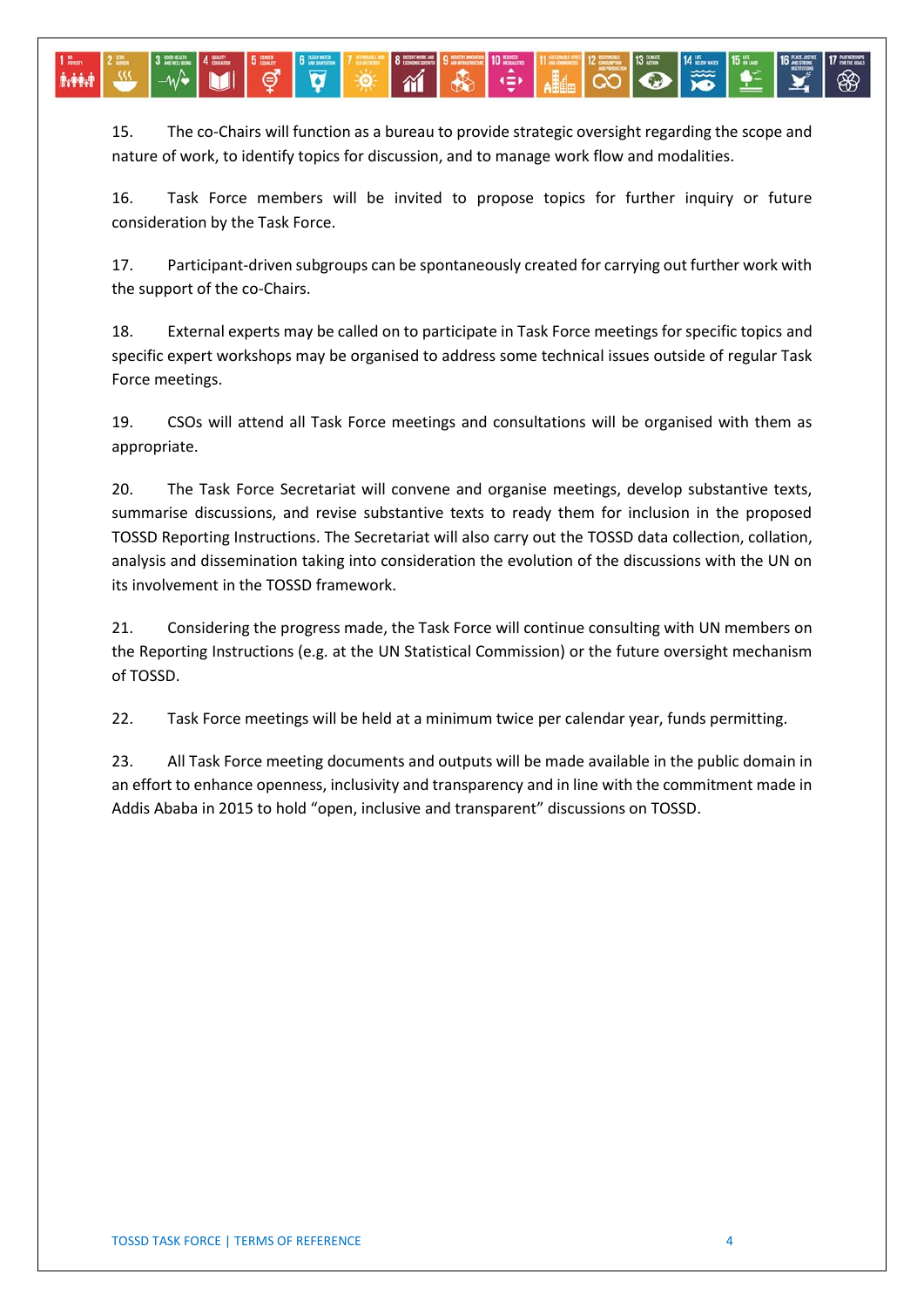15. The co-Chairs will function as a bureau to provide strategic oversight regarding the scope and nature of work, to identify topics for discussion, and to manage work flow and modalities.

16. Task Force members will be invited to propose topics for further inquiry or future consideration by the Task Force.

17. Participant-driven subgroups can be spontaneously created for carrying out further work with the support of the co-Chairs.

18. External experts may be called on to participate in Task Force meetings for specific topics and specific expert workshops may be organised to address some technical issues outside of regular Task Force meetings.

19. CSOs will attend all Task Force meetings and consultations will be organised with them as appropriate.

20. The Task Force Secretariat will convene and organise meetings, develop substantive texts, summarise discussions, and revise substantive texts to ready them for inclusion in the proposed TOSSD Reporting Instructions. The Secretariat will also carry out the TOSSD data collection, collation, analysis and dissemination taking into consideration the evolution of the discussions with the UN on its involvement in the TOSSD framework.

21. Considering the progress made, the Task Force will continue consulting with UN members on the Reporting Instructions (e.g. at the UN Statistical Commission) or the future oversight mechanism of TOSSD.

22. Task Force meetings will be held at a minimum twice per calendar year, funds permitting.

23. All Task Force meeting documents and outputs will be made available in the public domain in an effort to enhance openness, inclusivity and transparency and in line with the commitment made in Addis Ababa in 2015 to hold "open, inclusive and transparent" discussions on TOSSD.